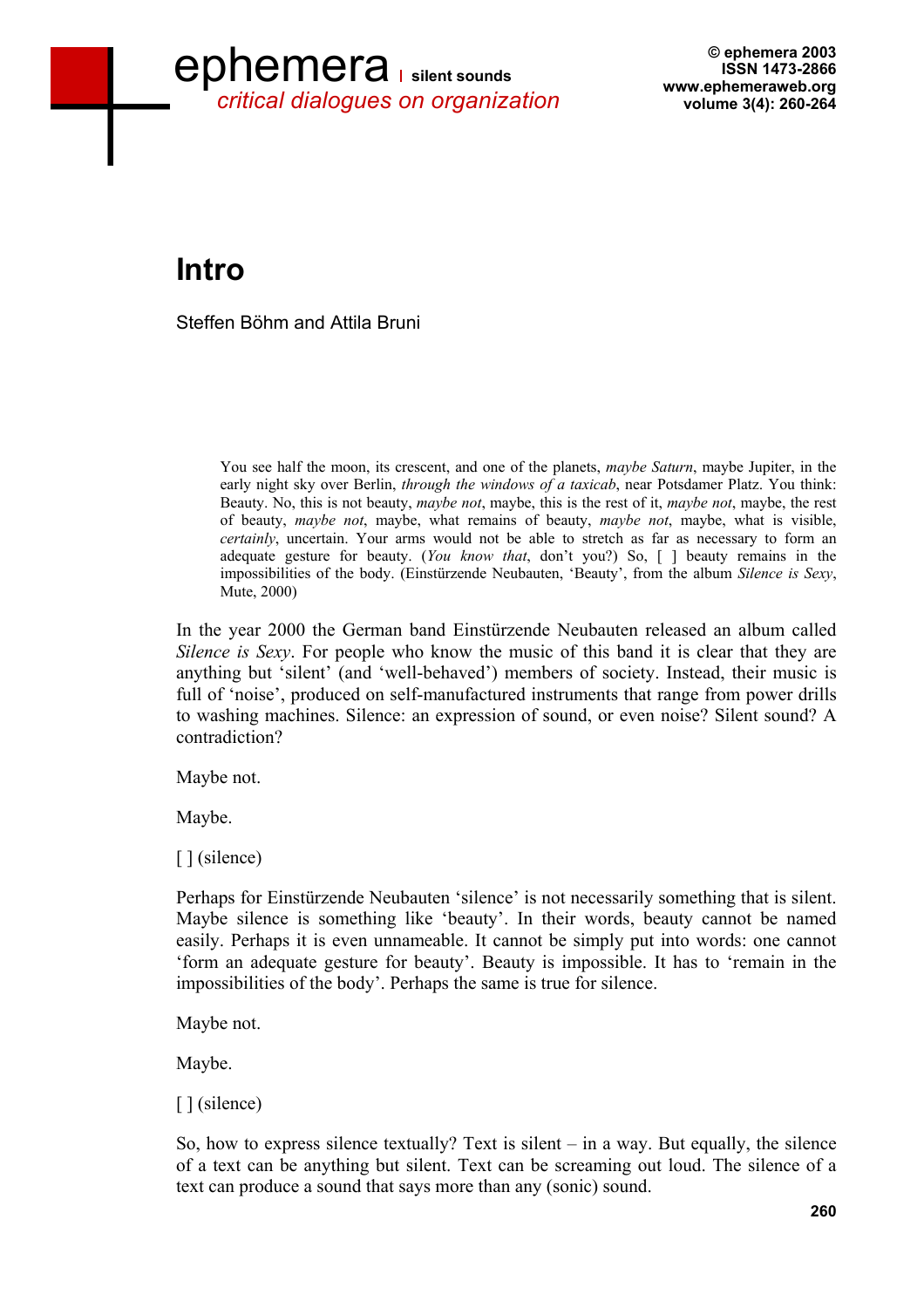# Intro

Steffen Böhm and Attila Bruni

> You see half the moon, its crescent, and one of the planets, *maybe Saturn*, maybe Jupiter, in the early night sky over Berlin, *through the windows of a taxicab*, near Potsdamer Platz. You think: Beauty. No, this is not beauty, *maybe not*, maybe, this is the rest of it, *maybe not*, maybe, the rest of beauty, *maybe not*, maybe, what remains of beauty, *maybe not*, maybe, what is visible, *certainly*, uncertain. Your arms would not be able to stretch as far as necessary to form an adequate gesture for beauty. (*You know that*, don't you?) So, [ ] beauty remains in the impossibilities of the body. (Einstürzende Neubauten, 'Beauty', from the album *Silence is Sexy*, Mute, 2000)

In the year 2000 the German band Einstürzende Neubauten released an album called *Silence is Sexy*. For people who know the music of this band it is clear that they are anything but 'silent' (and 'well-behaved') members of society. Instead, their music is full of 'noise', produced on self-manufactured instruments that range from power drills to washing machines. Silence: an expression of sound, or even noise? Silent sound? A contradiction?

Maybe not.

Maybe.

[ ] (silence)

Perhaps for Einstürzende Neubauten 'silence' is not necessarily something that is silent. Maybe silence is something like 'beauty'. In their words, beauty cannot be named easily. Perhaps it is even unnameable. It cannot be simply put into words: one cannot 'form an adequate gesture for beauty'. Beauty is impossible. It has to 'remain in the impossibilities of the body'. Perhaps the same is true for silence.

Maybe not.

Maybe.

[ ] (silence)

So, how to express silence textually? Text is silent – in a way. But equally, the silence of a text can be anything but silent. Text can be screaming out loud. The silence of a text can produce a sound that says more than any (sonic) sound.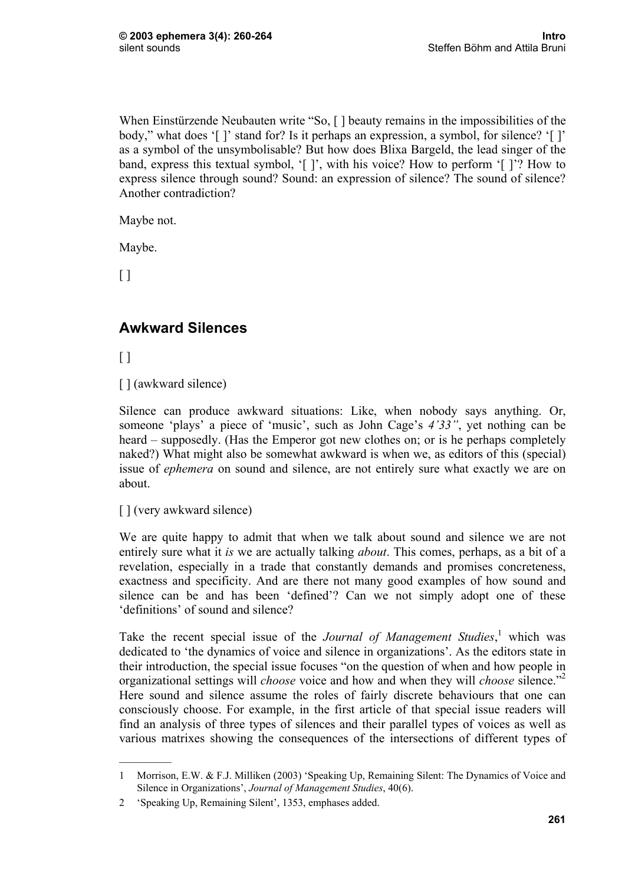When Einstürzende Neubauten write “So, [ ] beauty remains in the impossibilities of the body,” what does ‘[ ]’ stand for? Is it perhaps an expression, a symbol, for silence? ‘[ ]’ as a symbol of the unsymbolisable? But how does Blixa Bargeld, the lead singer of the band, express this textual symbol, ‘[ ]’, with his voice? How to perform ‘[ ]’? How to express silence through sound? Sound: an expression of silence? The sound of silence? Another contradiction?

Maybe not.

Maybe.

[ ]

## Awkward Silences

[ ]

[ ] (awkward silence)

Silence can produce awkward situations: Like, when nobody says anything. Or, someone ‘plays’ a piece of ‘music’, such as John Cage’s *4’33”*, yet nothing can be heard – supposedly. (Has the Emperor got new clothes on; or is he perhaps completely naked?) What might also be somewhat awkward is when we, as editors of this (special) issue of *ephemera* on sound and silence, are not entirely sure what exactly we are on about.

[ ] (very awkward silence)

We are quite happy to admit that when we talk about sound and silence we are not entirely sure what it *is* we are actually talking *about*. This comes, perhaps, as a bit of a revelation, especially in a trade that constantly demands and promises concreteness, exactness and specificity. And are there not many good examples of how sound and silence can be and has been ‘defined’? Can we not simply adopt one of these ‘definitions’ of sound and silence?

Take the recent special issue of the *Journal of Management Studies*,[1] which was dedicated to ‘the dynamics of voice and silence in organizations’. As the editors state in their introduction, the special issue focuses “on the question of when and how people in organizational settings will *choose* voice and how and when they will *choose* silence.”[2] Here sound and silence assume the roles of fairly discrete behaviours that one can consciously choose. For example, in the first article of that special issue readers will find an analysis of three types of silences and their parallel types of voices as well as various matrixes showing the consequences of the intersections of different types of

---

1 Morrison, E.W. & F.J. Milliken (2003) ‘Speaking Up, Remaining Silent: The Dynamics of Voice and Silence in Organizations’, *Journal of Management Studies*, 40(6).

2 ‘Speaking Up, Remaining Silent’, 1353, emphases added.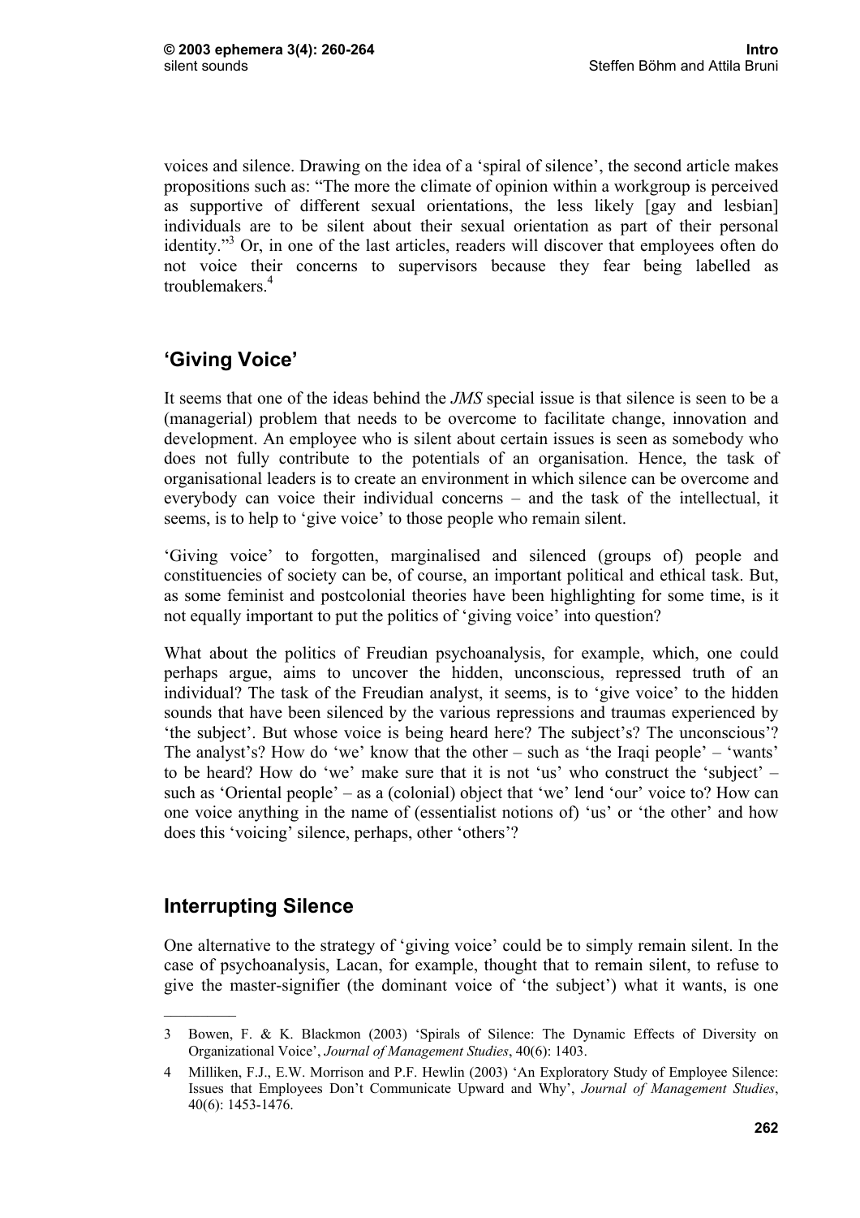voices and silence. Drawing on the idea of a 'spiral of silence', the second article makes propositions such as: "The more the climate of opinion within a workgroup is perceived as supportive of different sexual orientations, the less likely [gay and lesbian] individuals are to be silent about their sexual orientation as part of their personal identity."[3] Or, in one of the last articles, readers will discover that employees often do not voice their concerns to supervisors because they fear being labelled as troublemakers.[4]

## 'Giving Voice'

It seems that one of the ideas behind the *JMS* special issue is that silence is seen to be a (managerial) problem that needs to be overcome to facilitate change, innovation and development. An employee who is silent about certain issues is seen as somebody who does not fully contribute to the potentials of an organisation. Hence, the task of organisational leaders is to create an environment in which silence can be overcome and everybody can voice their individual concerns – and the task of the intellectual, it seems, is to help to 'give voice' to those people who remain silent.

'Giving voice' to forgotten, marginalised and silenced (groups of) people and constituencies of society can be, of course, an important political and ethical task. But, as some feminist and postcolonial theories have been highlighting for some time, is it not equally important to put the politics of 'giving voice' into question?

What about the politics of Freudian psychoanalysis, for example, which, one could perhaps argue, aims to uncover the hidden, unconscious, repressed truth of an individual? The task of the Freudian analyst, it seems, is to 'give voice' to the hidden sounds that have been silenced by the various repressions and traumas experienced by 'the subject'. But whose voice is being heard here? The subject's? The unconscious'? The analyst's? How do 'we' know that the other – such as 'the Iraqi people' – 'wants' to be heard? How do 'we' make sure that it is not 'us' who construct the 'subject' – such as 'Oriental people' – as a (colonial) object that 'we' lend 'our' voice to? How can one voice anything in the name of (essentialist notions of) 'us' or 'the other' and how does this 'voicing' silence, perhaps, other 'others'?

## Interrupting Silence

One alternative to the strategy of 'giving voice' could be to simply remain silent. In the case of psychoanalysis, Lacan, for example, thought that to remain silent, to refuse to give the master-signifier (the dominant voice of 'the subject') what it wants, is one

---

3 Bowen, F. & K. Blackmon (2003) 'Spirals of Silence: The Dynamic Effects of Diversity on Organizational Voice', *Journal of Management Studies*, 40(6): 1403.

4 Milliken, F.J., E.W. Morrison and P.F. Hewlin (2003) 'An Exploratory Study of Employee Silence: Issues that Employees Don't Communicate Upward and Why', *Journal of Management Studies*, 40(6): 1453-1476.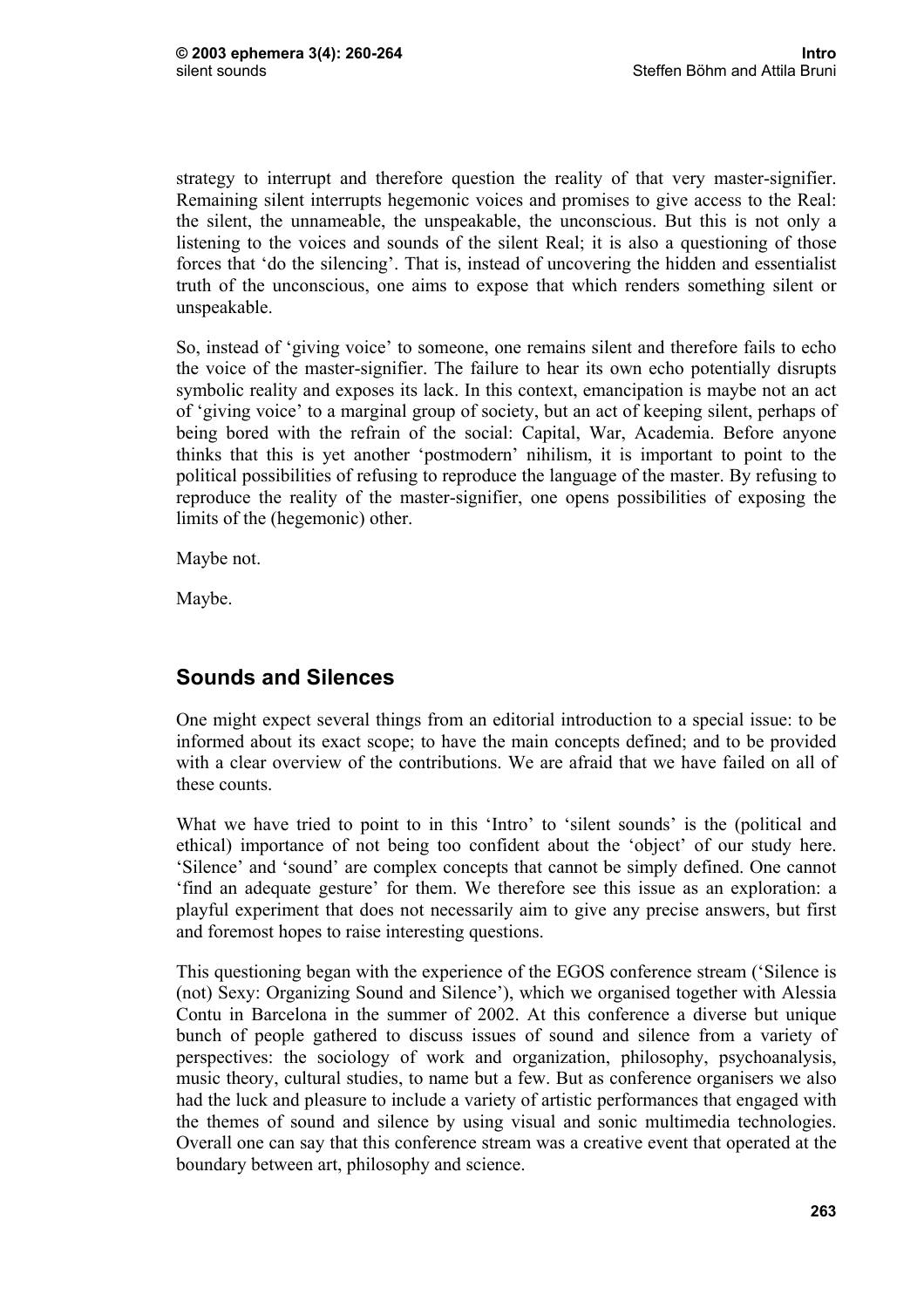strategy to interrupt and therefore question the reality of that very master-signifier. Remaining silent interrupts hegemonic voices and promises to give access to the Real: the silent, the unnameable, the unspeakable, the unconscious. But this is not only a listening to the voices and sounds of the silent Real; it is also a questioning of those forces that 'do the silencing'. That is, instead of uncovering the hidden and essentialist truth of the unconscious, one aims to expose that which renders something silent or unspeakable.

So, instead of 'giving voice' to someone, one remains silent and therefore fails to echo the voice of the master-signifier. The failure to hear its own echo potentially disrupts symbolic reality and exposes its lack. In this context, emancipation is maybe not an act of 'giving voice' to a marginal group of society, but an act of keeping silent, perhaps of being bored with the refrain of the social: Capital, War, Academia. Before anyone thinks that this is yet another 'postmodern' nihilism, it is important to point to the political possibilities of refusing to reproduce the language of the master. By refusing to reproduce the reality of the master-signifier, one opens possibilities of exposing the limits of the (hegemonic) other.

Maybe not.

Maybe.

## Sounds and Silences

One might expect several things from an editorial introduction to a special issue: to be informed about its exact scope; to have the main concepts defined; and to be provided with a clear overview of the contributions. We are afraid that we have failed on all of these counts.

What we have tried to point to in this 'Intro' to 'silent sounds' is the (political and ethical) importance of not being too confident about the 'object' of our study here. 'Silence' and 'sound' are complex concepts that cannot be simply defined. One cannot 'find an adequate gesture' for them. We therefore see this issue as an exploration: a playful experiment that does not necessarily aim to give any precise answers, but first and foremost hopes to raise interesting questions.

This questioning began with the experience of the EGOS conference stream ('Silence is (not) Sexy: Organizing Sound and Silence'), which we organised together with Alessia Contu in Barcelona in the summer of 2002. At this conference a diverse but unique bunch of people gathered to discuss issues of sound and silence from a variety of perspectives: the sociology of work and organization, philosophy, psychoanalysis, music theory, cultural studies, to name but a few. But as conference organisers we also had the luck and pleasure to include a variety of artistic performances that engaged with the themes of sound and silence by using visual and sonic multimedia technologies. Overall one can say that this conference stream was a creative event that operated at the boundary between art, philosophy and science.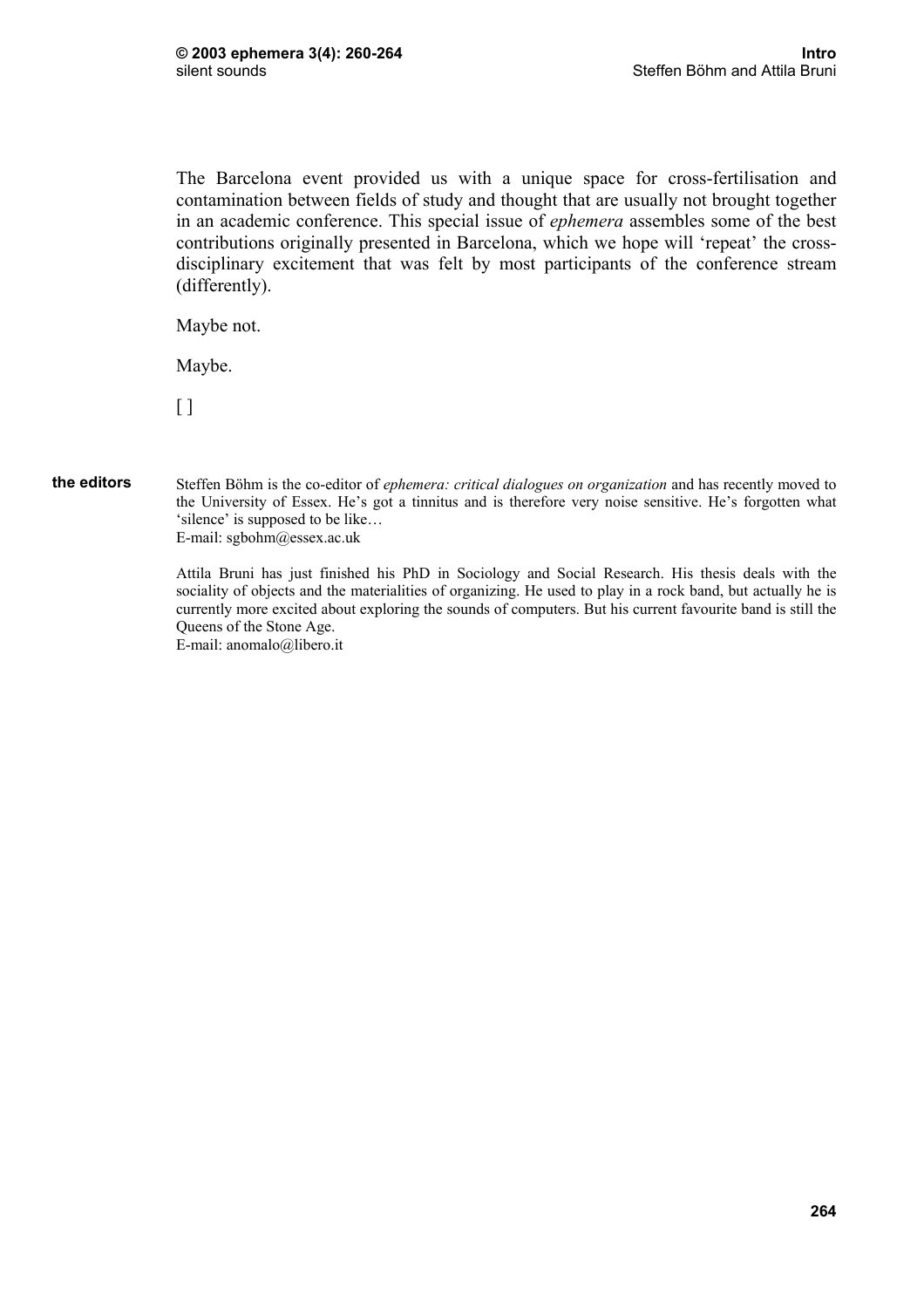The Barcelona event provided us with a unique space for cross-fertilisation and contamination between fields of study and thought that are usually not brought together in an academic conference. This special issue of *ephemera* assembles some of the best contributions originally presented in Barcelona, which we hope will 'repeat' the cross-disciplinary excitement that was felt by most participants of the conference stream (differently).

Maybe not.

Maybe.

[ ]

**the editors**

Steffen Böhm is the co-editor of *ephemera: critical dialogues on organization* and has recently moved to the University of Essex. He's got a tinnitus and is therefore very noise sensitive. He's forgotten what 'silence' is supposed to be like…
E-mail: sgbohm@essex.ac.uk

Attila Bruni has just finished his PhD in Sociology and Social Research. His thesis deals with the sociality of objects and the materialities of organizing. He used to play in a rock band, but actually he is currently more excited about exploring the sounds of computers. But his current favourite band is still the Queens of the Stone Age.
E-mail: anomalo@libero.it